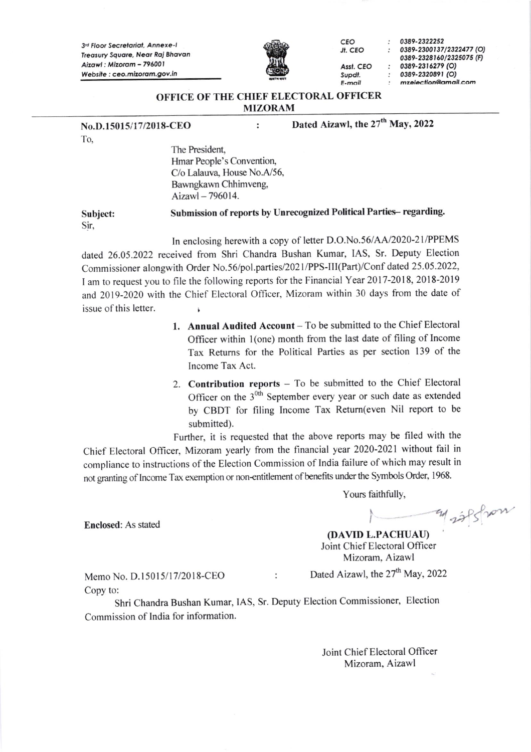3rd Floor Secretariat, Annexe-I
Treasury Square, Near Raj Bhavan
Aizawl : Mizoram – 796001
Website : ceo.mizoram.gov.in

| | | |
|---|---|---|
| CEO | : | 0389-2322252 |
| Jt. CEO | : | 0389-2300137/2322477 (O) 0389-2328160/2325075 (F) |
| Asst. CEO | : | 0389-2316279 (O) |
| Supdt. | : | 0389-2320891 (O) |
| E-mail | : | mzelection@gmail.com |

## OFFICE OF THE CHIEF ELECTORAL OFFICER MIZORAM

**No.D.15015/17/2018-CEO** : **Dated Aizawl, the 27th May, 2022**

To,

The President,
Hmar People's Convention,
C/o Lalauva, House No.A/56,
Bawngkawn Chhimveng,
Aizawl – 796014.

**Subject:** **Submission of reports by Unrecognized Political Parties– regarding.**

Sir,

In enclosing herewith a copy of letter D.O.No.56/AA/2020-21/PPEMS dated 26.05.2022 received from Shri Chandra Bushan Kumar, IAS, Sr. Deputy Election Commissioner alongwith Order No.56/pol.parties/2021/PPS-III(Part)/Conf dated 25.05.2022, I am to request you to file the following reports for the Financial Year 2017-2018, 2018-2019 and 2019-2020 with the Chief Electoral Officer, Mizoram within 30 days from the date of issue of this letter.

1. **Annual Audited Account** – To be submitted to the Chief Electoral Officer within 1(one) month from the last date of filing of Income Tax Returns for the Political Parties as per section 139 of the Income Tax Act.
2. **Contribution reports** – To be submitted to the Chief Electoral Officer on the 30th September every year or such date as extended by CBDT for filing Income Tax Return(even Nil report to be submitted).

Further, it is requested that the above reports may be filed with the Chief Electoral Officer, Mizoram yearly from the financial year 2020-2021 without fail in compliance to instructions of the Election Commission of India failure of which may result in not granting of Income Tax exemption or non-entitlement of benefits under the Symbols Order, 1968.

Yours faithfully,

**Enclosed:** As stated

**(DAVID L.PACHUAU)**
Joint Chief Electoral Officer
Mizoram, Aizawl

Memo No. D.15015/17/2018-CEO : Dated Aizawl, the 27th May, 2022

Copy to:

Shri Chandra Bushan Kumar, IAS, Sr. Deputy Election Commissioner, Election Commission of India for information.

Joint Chief Electoral Officer
Mizoram, Aizawl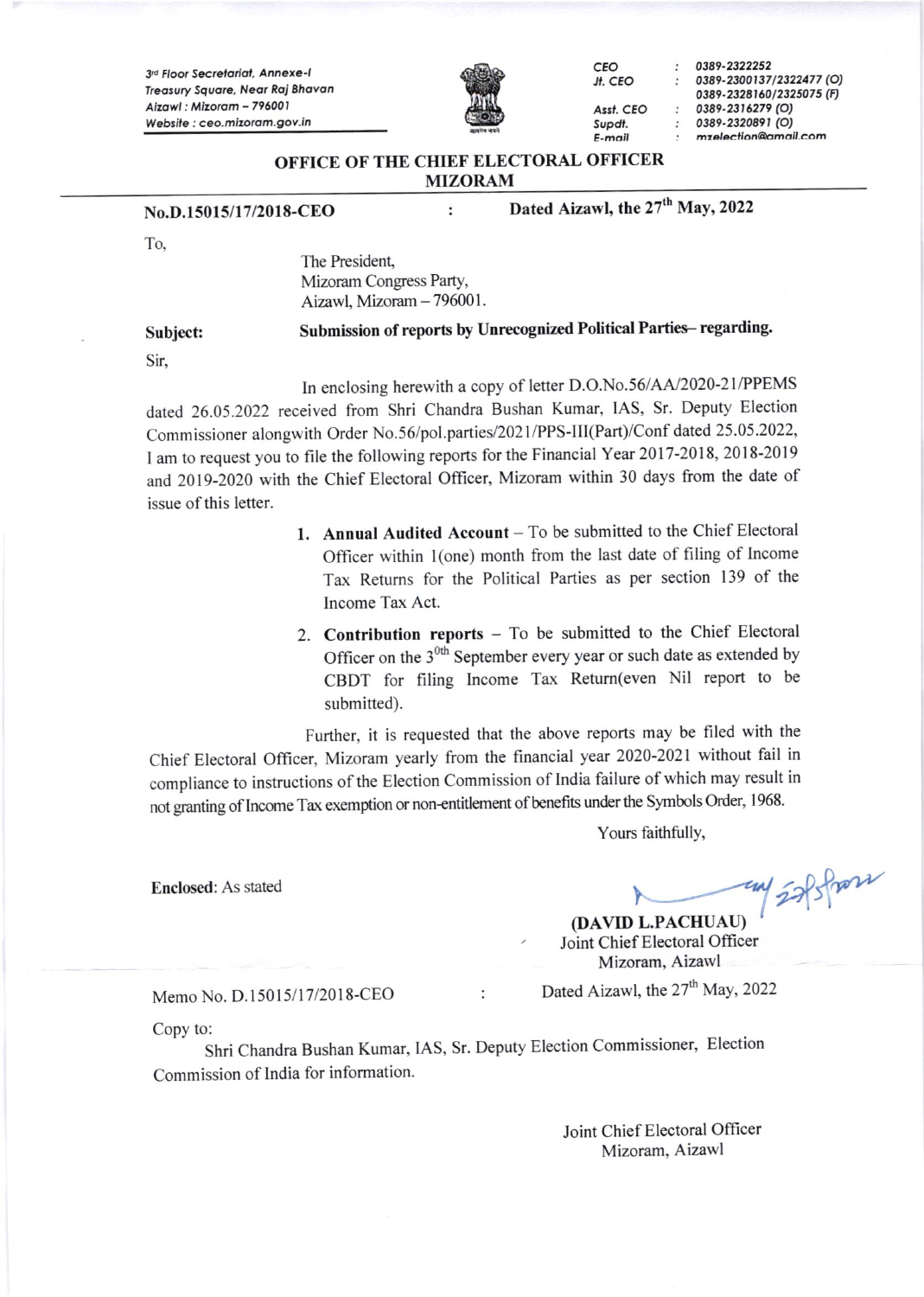3rd Floor Secretariat, Annexe-I
Treasury Square, Near Raj Bhavan
Aizawl : Mizoram – 796001
Website : ceo.mizoram.gov.in

| | | |
|---|---|---|
| CEO | : | 0389-2322252 |
| Jt. CEO | : | 0389-2300137/2322477 (O) |
| | | 0389-2328160/2325075 (F) |
| Asst. CEO | : | 0389-2316279 (O) |
| Supdt. | : | 0389-2320891 (O) |
| E-mail | : | mzelection@gmail.com |

# OFFICE OF THE CHIEF ELECTORAL OFFICER MIZORAM

**No.D.15015/17/2018-CEO** : **Dated Aizawl, the 27th May, 2022**

To,

The President,
Mizoram Congress Party,
Aizawl, Mizoram – 796001.

**Subject:** **Submission of reports by Unrecognized Political Parties– regarding.**

Sir,

In enclosing herewith a copy of letter D.O.No.56/AA/2020-21/PPEMS dated 26.05.2022 received from Shri Chandra Bushan Kumar, IAS, Sr. Deputy Election Commissioner alongwith Order No.56/pol.parties/2021/PPS-III(Part)/Conf dated 25.05.2022, I am to request you to file the following reports for the Financial Year 2017-2018, 2018-2019 and 2019-2020 with the Chief Electoral Officer, Mizoram within 30 days from the date of issue of this letter.

1. **Annual Audited Account** – To be submitted to the Chief Electoral Officer within 1(one) month from the last date of filing of Income Tax Returns for the Political Parties as per section 139 of the Income Tax Act.
2. **Contribution reports** – To be submitted to the Chief Electoral Officer on the 30th September every year or such date as extended by CBDT for filing Income Tax Return(even Nil report to be submitted).

Further, it is requested that the above reports may be filed with the Chief Electoral Officer, Mizoram yearly from the financial year 2020-2021 without fail in compliance to instructions of the Election Commission of India failure of which may result in not granting of Income Tax exemption or non-entitlement of benefits under the Symbols Order, 1968.

Yours faithfully,

**Enclosed**: As stated

**(DAVID L.PACHUAU)**
Joint Chief Electoral Officer
Mizoram, Aizawl

Memo No. D.15015/17/2018-CEO : Dated Aizawl, the 27th May, 2022

Copy to:

Shri Chandra Bushan Kumar, IAS, Sr. Deputy Election Commissioner, Election Commission of India for information.

Joint Chief Electoral Officer
Mizoram, Aizawl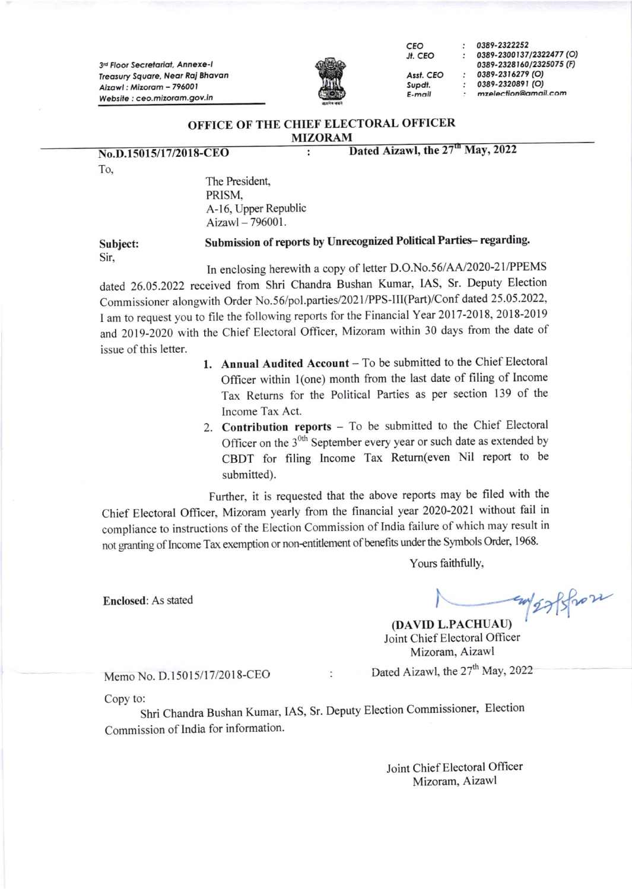3rd Floor Secretariat, Annexe-I
Treasury Square, Near Raj Bhavan
Aizawl : Mizoram – 796001
Website : ceo.mizoram.gov.in

CEO : 0389-2322252
Jt. CEO : 0389-2300137/2322477 (O)
0389-2328160/2325075 (F)
Asst. CEO : 0389-2316279 (O)
Supdt. : 0389-2320891 (O)
E-mail : mzelection@gmail.com

## OFFICE OF THE CHIEF ELECTORAL OFFICER
## MIZORAM

**No.D.15015/17/2018-CEO** : **Dated Aizawl, the 27th May, 2022**

To,

The President,
PRISM,
A-16, Upper Republic
Aizawl – 796001.

**Subject:** **Submission of reports by Unrecognized Political Parties– regarding.**

Sir,

In enclosing herewith a copy of letter D.O.No.56/AA/2020-21/PPEMS dated 26.05.2022 received from Shri Chandra Bushan Kumar, IAS, Sr. Deputy Election Commissioner alongwith Order No.56/pol.parties/2021/PPS-III(Part)/Conf dated 25.05.2022, I am to request you to file the following reports for the Financial Year 2017-2018, 2018-2019 and 2019-2020 with the Chief Electoral Officer, Mizoram within 30 days from the date of issue of this letter.

1. **Annual Audited Account** – To be submitted to the Chief Electoral Officer within 1(one) month from the last date of filing of Income Tax Returns for the Political Parties as per section 139 of the Income Tax Act.
2. **Contribution reports** – To be submitted to the Chief Electoral Officer on the 30th September every year or such date as extended by CBDT for filing Income Tax Return(even Nil report to be submitted).

Further, it is requested that the above reports may be filed with the Chief Electoral Officer, Mizoram yearly from the financial year 2020-2021 without fail in compliance to instructions of the Election Commission of India failure of which may result in not granting of Income Tax exemption or non-entitlement of benefits under the Symbols Order, 1968.

Yours faithfully,

**Enclosed**: As stated

Sd/- 27/5/2022

**(DAVID L.PACHUAU)**
Joint Chief Electoral Officer
Mizoram, Aizawl

Memo No. D.15015/17/2018-CEO : Dated Aizawl, the 27th May, 2022

Copy to:

Shri Chandra Bushan Kumar, IAS, Sr. Deputy Election Commissioner, Election Commission of India for information.

Joint Chief Electoral Officer
Mizoram, Aizawl